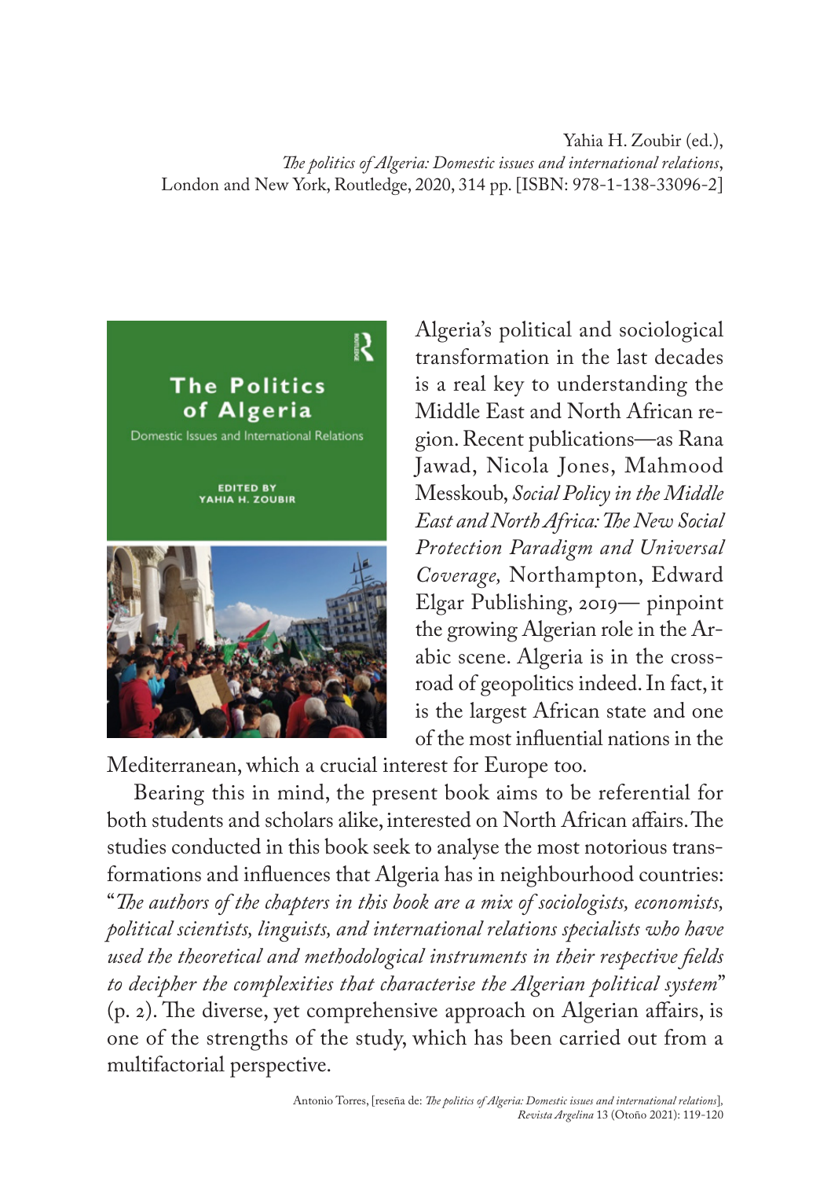Yahia H. Zoubir (ed.),
*The politics of Algeria: Domestic issues and international relations*,
London and New York, Routledge, 2020, 314 pp. [ISBN: 978-1-138-33096-2]

Algeria's political and sociological transformation in the last decades is a real key to understanding the Middle East and North African region. Recent publications—as Rana Jawad, Nicola Jones, Mahmood Messkoub, *Social Policy in the Middle East and North Africa: The New Social Protection Paradigm and Universal Coverage,* Northampton, Edward Elgar Publishing, 2019— pinpoint the growing Algerian role in the Arabic scene. Algeria is in the crossroad of geopolitics indeed. In fact, it is the largest African state and one of the most influential nations in the Mediterranean, which a crucial interest for Europe too.

Bearing this in mind, the present book aims to be referential for both students and scholars alike, interested on North African affairs. The studies conducted in this book seek to analyse the most notorious transformations and influences that Algeria has in neighbourhood countries: "*The authors of the chapters in this book are a mix of sociologists, economists, political scientists, linguists, and international relations specialists who have used the theoretical and methodological instruments in their respective fields to decipher the complexities that characterise the Algerian political system*" (p. 2). The diverse, yet comprehensive approach on Algerian affairs, is one of the strengths of the study, which has been carried out from a multifactorial perspective.

Antonio Torres, [reseña de: *The politics of Algeria: Domestic issues and international relations*], *Revista Argelina* 13 (Otoño 2021): 119-120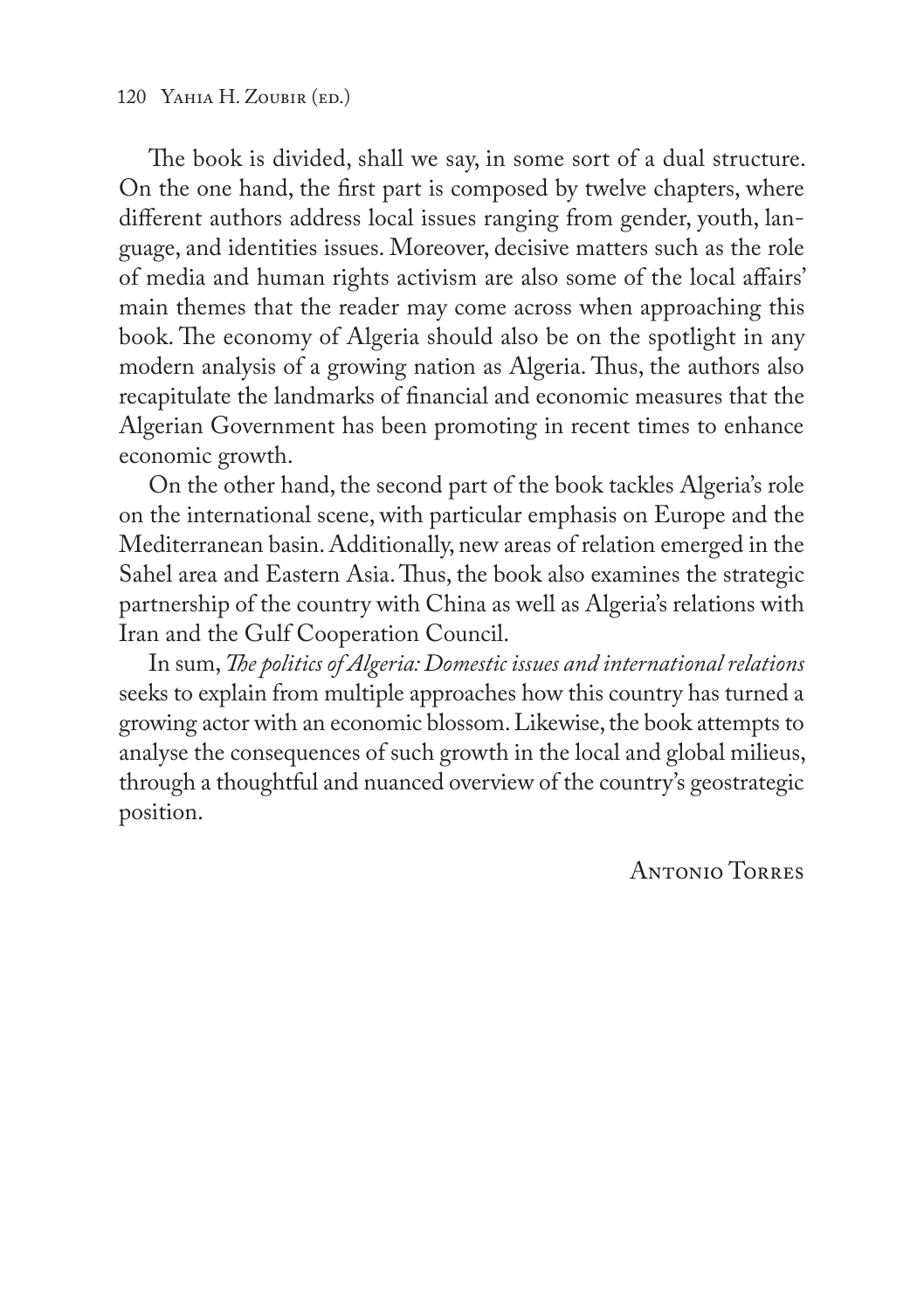The book is divided, shall we say, in some sort of a dual structure. On the one hand, the first part is composed by twelve chapters, where different authors address local issues ranging from gender, youth, language, and identities issues. Moreover, decisive matters such as the role of media and human rights activism are also some of the local affairs' main themes that the reader may come across when approaching this book. The economy of Algeria should also be on the spotlight in any modern analysis of a growing nation as Algeria. Thus, the authors also recapitulate the landmarks of financial and economic measures that the Algerian Government has been promoting in recent times to enhance economic growth.

On the other hand, the second part of the book tackles Algeria's role on the international scene, with particular emphasis on Europe and the Mediterranean basin. Additionally, new areas of relation emerged in the Sahel area and Eastern Asia. Thus, the book also examines the strategic partnership of the country with China as well as Algeria's relations with Iran and the Gulf Cooperation Council.

In sum, *The politics of Algeria: Domestic issues and international relations* seeks to explain from multiple approaches how this country has turned a growing actor with an economic blossom. Likewise, the book attempts to analyse the consequences of such growth in the local and global milieus, through a thoughtful and nuanced overview of the country's geostrategic position.

Antonio Torres